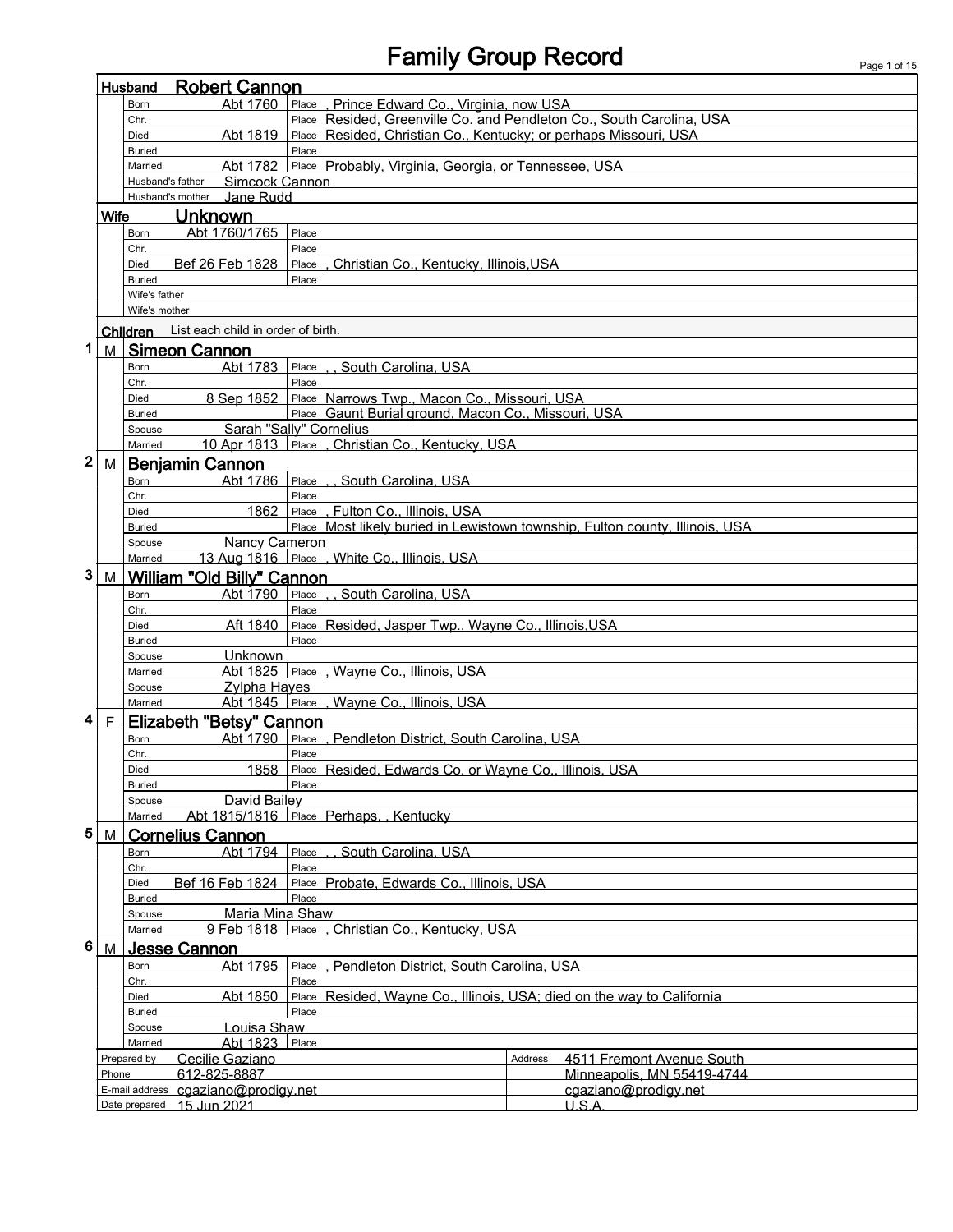# Family Group Record

## Husband: Robert Cannon

| | | |
|---|---|---|
| Born | Abt 1760 | Place , Prince Edward Co., Virginia, now USA |
| Chr. | | Place Resided, Greenville Co. and Pendleton Co., South Carolina, USA |
| Died | Abt 1819 | Place Resided, Christian Co., Kentucky; or perhaps Missouri, USA |
| Buried | | Place |
| Married | Abt 1782 | Place Probably, Virginia, Georgia, or Tennessee, USA |
| Husband's father | Simcock Cannon | |
| Husband's mother | Jane Rudd | |

## Wife: Unknown

| | | |
|---|---|---|
| Born | Abt 1760/1765 | Place |
| Chr. | | Place |
| Died | Bef 26 Feb 1828 | Place , Christian Co., Kentucky, Illinois,USA |
| Buried | | Place |
| Wife's father | | |
| Wife's mother | | |

## Children

List each child in order of birth.

### 1 M Simeon Cannon

| | | |
|---|---|---|
| Born | Abt 1783 | Place , , South Carolina, USA |
| Chr. | | Place |
| Died | 8 Sep 1852 | Place Narrows Twp., Macon Co., Missouri, USA |
| Buried | | Place Gaunt Burial ground, Macon Co., Missouri, USA |
| Spouse | Sarah "Sally" Cornelius | |
| Married | 10 Apr 1813 | Place , Christian Co., Kentucky, USA |

### 2 M Benjamin Cannon

| | | |
|---|---|---|
| Born | Abt 1786 | Place , , South Carolina, USA |
| Chr. | | Place |
| Died | 1862 | Place , Fulton Co., Illinois, USA |
| Buried | | Place Most likely buried in Lewistown township, Fulton county, Illinois, USA |
| Spouse | Nancy Cameron | |
| Married | 13 Aug 1816 | Place , White Co., Illinois, USA |

### 3 M William "Old Billy" Cannon

| | | |
|---|---|---|
| Born | Abt 1790 | Place , , South Carolina, USA |
| Chr. | | Place |
| Died | Aft 1840 | Place Resided, Jasper Twp., Wayne Co., Illinois,USA |
| Buried | | Place |
| Spouse | Unknown | |
| Married | Abt 1825 | Place , Wayne Co., Illinois, USA |
| Spouse | Zylpha Hayes | |
| Married | Abt 1845 | Place , Wayne Co., Illinois, USA |

### 4 F Elizabeth "Betsy" Cannon

| | | |
|---|---|---|
| Born | Abt 1790 | Place , Pendleton District, South Carolina, USA |
| Chr. | | Place |
| Died | 1858 | Place Resided, Edwards Co. or Wayne Co., Illinois, USA |
| Buried | | Place |
| Spouse | David Bailey | |
| Married | Abt 1815/1816 | Place Perhaps, , Kentucky |

### 5 M Cornelius Cannon

| | | |
|---|---|---|
| Born | Abt 1794 | Place , , South Carolina, USA |
| Chr. | | Place |
| Died | Bef 16 Feb 1824 | Place Probate, Edwards Co., Illinois, USA |
| Buried | | Place |
| Spouse | Maria Mina Shaw | |
| Married | 9 Feb 1818 | Place , Christian Co., Kentucky, USA |

### 6 M Jesse Cannon

| | | |
|---|---|---|
| Born | Abt 1795 | Place , Pendleton District, South Carolina, USA |
| Chr. | | Place |
| Died | Abt 1850 | Place Resided, Wayne Co., Illinois, USA; died on the way to California |
| Buried | | Place |
| Spouse | Louisa Shaw | |
| Married | Abt 1823 | Place |

| | | | |
|---|---|---|---|
| Prepared by | Cecilie Gaziano | Address | 4511 Fremont Avenue South |
| Phone | 612-825-8887 | | Minneapolis, MN 55419-4744 |
| E-mail address | cgaziano@prodigy.net | | cgaziano@prodigy.net |
| Date prepared | 15 Jun 2021 | | U.S.A. |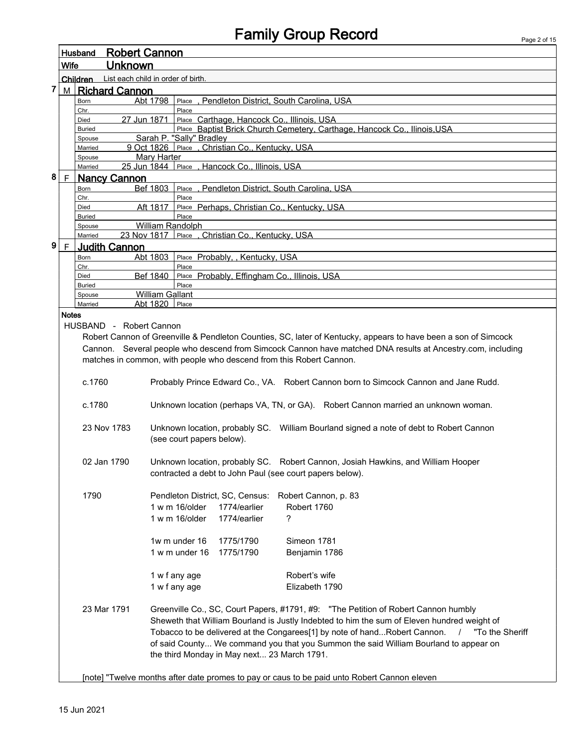# Family Group Record

**Husband** Robert Cannon

**Wife** Unknown

**Children** List each child in order of birth.

**7 M Richard Cannon**

| | | |
|---|---|---|
| Born | Abt 1798 | Place , Pendleton District, South Carolina, USA |
| Chr. | | Place |
| Died | 27 Jun 1871 | Place Carthage, Hancock Co., Illinois, USA |
| Buried | | Place Baptist Brick Church Cemetery, Carthage, Hancock Co., Ilinois,USA |
| Spouse | Sarah P. "Sally" Bradley | |
| Married | 9 Oct 1826 | Place , Christian Co., Kentucky, USA |
| Spouse | Mary Harter | |
| Married | 25 Jun 1844 | Place , Hancock Co., Illinois, USA |

**8 F Nancy Cannon**

| | | |
|---|---|---|
| Born | Bef 1803 | Place , Pendleton District, South Carolina, USA |
| Chr. | | Place |
| Died | Aft 1817 | Place Perhaps, Christian Co., Kentucky, USA |
| Buried | | Place |
| Spouse | William Randolph | |
| Married | 23 Nov 1817 | Place , Christian Co., Kentucky, USA |

**9 F Judith Cannon**

| | | |
|---|---|---|
| Born | Abt 1803 | Place Probably, , Kentucky, USA |
| Chr. | | Place |
| Died | Bef 1840 | Place Probably, Effingham Co., Illinois, USA |
| Buried | | Place |
| Spouse | William Gallant | |
| Married | Abt 1820 | Place |

**Notes**

HUSBAND - Robert Cannon

Robert Cannon of Greenville & Pendleton Counties, SC, later of Kentucky, appears to have been a son of Simcock Cannon. Several people who descend from Simcock Cannon have matched DNA results at Ancestry.com, including matches in common, with people who descend from this Robert Cannon.

c.1760 — Probably Prince Edward Co., VA. Robert Cannon born to Simcock Cannon and Jane Rudd.

c.1780 — Unknown location (perhaps VA, TN, or GA). Robert Cannon married an unknown woman.

23 Nov 1783 — Unknown location, probably SC. William Bourland signed a note of debt to Robert Cannon (see court papers below).

02 Jan 1790 — Unknown location, probably SC. Robert Cannon, Josiah Hawkins, and William Hooper contracted a debt to John Paul (see court papers below).

1790 — Pendleton District, SC, Census: Robert Cannon, p. 83

| | | |
|---|---|---|
| 1 w m 16/older | 1774/earlier | Robert 1760 |
| 1 w m 16/older | 1774/earlier | ? |
| 1w m under 16 | 1775/1790 | Simeon 1781 |
| 1 w m under 16 | 1775/1790 | Benjamin 1786 |
| 1 w f any age | | Robert's wife |
| 1 w f any age | | Elizabeth 1790 |

23 Mar 1791 — Greenville Co., SC, Court Papers, #1791, #9: "The Petition of Robert Cannon humbly Sheweth that William Bourland is Justly Indebted to him the sum of Eleven hundred weight of Tobacco to be delivered at the Congarees[1] by note of hand...Robert Cannon. / "To the Sheriff of said County... We command you that you Summon the said William Bourland to appear on the third Monday in May next... 23 March 1791.

[note] "Twelve months after date promes to pay or caus to be paid unto Robert Cannon eleven

15 Jun 2021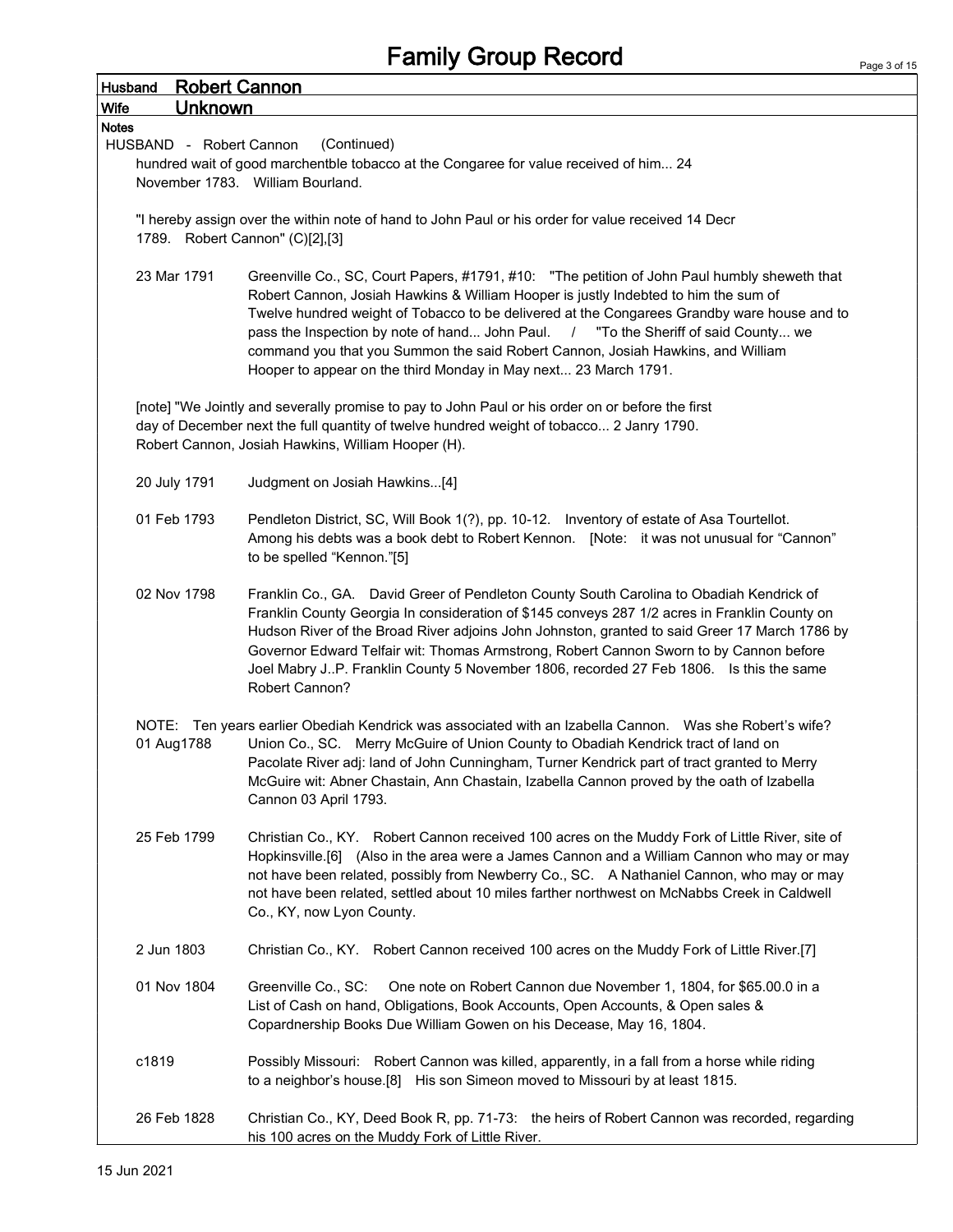# Family Group Record

**Husband** Robert Cannon

**Wife** Unknown

**Notes**

HUSBAND - Robert Cannon (Continued)

hundred wait of good marchentble tobacco at the Congaree for value received of him... 24 November 1783. William Bourland.

"I hereby assign over the within note of hand to John Paul or his order for value received 14 Decr 1789. Robert Cannon" (C)[2],[3]

23 Mar 1791 — Greenville Co., SC, Court Papers, #1791, #10: "The petition of John Paul humbly sheweth that Robert Cannon, Josiah Hawkins & William Hooper is justly Indebted to him the sum of Twelve hundred weight of Tobacco to be delivered at the Congarees Grandby ware house and to pass the Inspection by note of hand... John Paul. / "To the Sheriff of said County... we command you that you Summon the said Robert Cannon, Josiah Hawkins, and William Hooper to appear on the third Monday in May next... 23 March 1791.

[note] "We Jointly and severally promise to pay to John Paul or his order on or before the first day of December next the full quantity of twelve hundred weight of tobacco... 2 Janry 1790. Robert Cannon, Josiah Hawkins, William Hooper (H).

20 July 1791 — Judgment on Josiah Hawkins...[4]

01 Feb 1793 — Pendleton District, SC, Will Book 1(?), pp. 10-12. Inventory of estate of Asa Tourtellot. Among his debts was a book debt to Robert Kennon. [Note: it was not unusual for "Cannon" to be spelled "Kennon."[5]

02 Nov 1798 — Franklin Co., GA. David Greer of Pendleton County South Carolina to Obadiah Kendrick of Franklin County Georgia In consideration of $145 conveys 287 1/2 acres in Franklin County on Hudson River of the Broad River adjoins John Johnston, granted to said Greer 17 March 1786 by Governor Edward Telfair wit: Thomas Armstrong, Robert Cannon Sworn to by Cannon before Joel Mabry J..P. Franklin County 5 November 1806, recorded 27 Feb 1806. Is this the same Robert Cannon?

NOTE: Ten years earlier Obediah Kendrick was associated with an Izabella Cannon. Was she Robert's wife?

01 Aug1788 — Union Co., SC. Merry McGuire of Union County to Obadiah Kendrick tract of land on Pacolate River adj: land of John Cunningham, Turner Kendrick part of tract granted to Merry McGuire wit: Abner Chastain, Ann Chastain, Izabella Cannon proved by the oath of Izabella Cannon 03 April 1793.

25 Feb 1799 — Christian Co., KY. Robert Cannon received 100 acres on the Muddy Fork of Little River, site of Hopkinsville.[6] (Also in the area were a James Cannon and a William Cannon who may or may not have been related, possibly from Newberry Co., SC. A Nathaniel Cannon, who may or may not have been related, settled about 10 miles farther northwest on McNabbs Creek in Caldwell Co., KY, now Lyon County.

2 Jun 1803 — Christian Co., KY. Robert Cannon received 100 acres on the Muddy Fork of Little River.[7]

01 Nov 1804 — Greenville Co., SC: One note on Robert Cannon due November 1, 1804, for $65.00.0 in a List of Cash on hand, Obligations, Book Accounts, Open Accounts, & Open sales & Copardnership Books Due William Gowen on his Decease, May 16, 1804.

c1819 — Possibly Missouri: Robert Cannon was killed, apparently, in a fall from a horse while riding to a neighbor's house.[8] His son Simeon moved to Missouri by at least 1815.

26 Feb 1828 — Christian Co., KY, Deed Book R, pp. 71-73: the heirs of Robert Cannon was recorded, regarding his 100 acres on the Muddy Fork of Little River.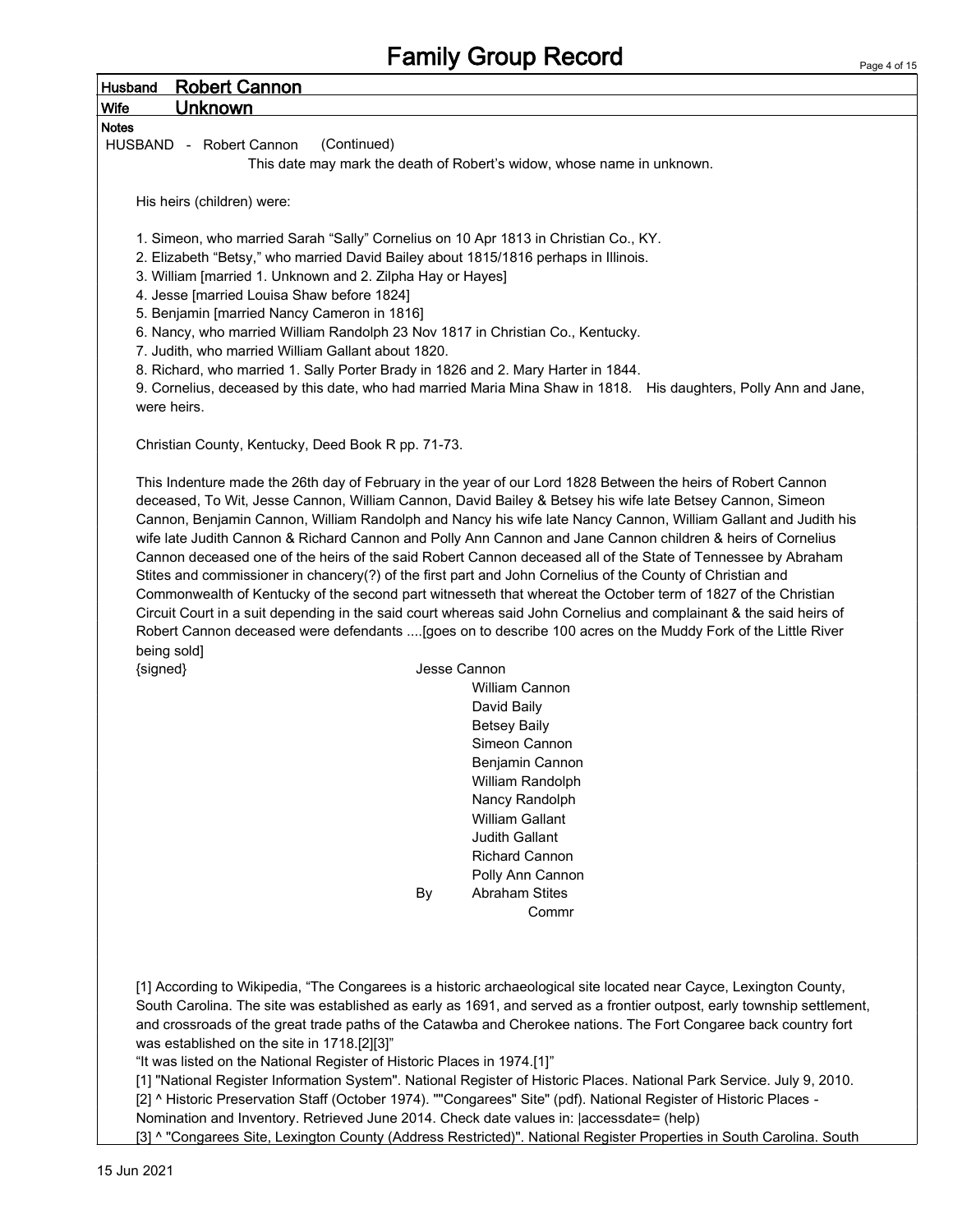# Family Group Record

**Husband** **Robert Cannon**

**Wife** **Unknown**

**Notes**

HUSBAND - Robert Cannon (Continued)

This date may mark the death of Robert's widow, whose name in unknown.

His heirs (children) were:

1. Simeon, who married Sarah "Sally" Cornelius on 10 Apr 1813 in Christian Co., KY.
2. Elizabeth "Betsy," who married David Bailey about 1815/1816 perhaps in Illinois.
3. William [married 1. Unknown and 2. Zilpha Hay or Hayes]
4. Jesse [married Louisa Shaw before 1824]
5. Benjamin [married Nancy Cameron in 1816]
6. Nancy, who married William Randolph 23 Nov 1817 in Christian Co., Kentucky.
7. Judith, who married William Gallant about 1820.
8. Richard, who married 1. Sally Porter Brady in 1826 and 2. Mary Harter in 1844.
9. Cornelius, deceased by this date, who had married Maria Mina Shaw in 1818. His daughters, Polly Ann and Jane, were heirs.

Christian County, Kentucky, Deed Book R pp. 71-73.

This Indenture made the 26th day of February in the year of our Lord 1828 Between the heirs of Robert Cannon deceased, To Wit, Jesse Cannon, William Cannon, David Bailey & Betsey his wife late Betsey Cannon, Simeon Cannon, Benjamin Cannon, William Randolph and Nancy his wife late Nancy Cannon, William Gallant and Judith his wife late Judith Cannon & Richard Cannon and Polly Ann Cannon and Jane Cannon children & heirs of Cornelius Cannon deceased one of the heirs of the said Robert Cannon deceased all of the State of Tennessee by Abraham Stites and commissioner in chancery(?) of the first part and John Cornelius of the County of Christian and Commonwealth of Kentucky of the second part witnesseth that whereat the October term of 1827 of the Christian Circuit Court in a suit depending in the said court whereas said John Cornelius and complainant & the said heirs of Robert Cannon deceased were defendants ....[goes on to describe 100 acres on the Muddy Fork of the Little River being sold]

{signed}

Jesse Cannon
William Cannon
David Baily
Betsey Baily
Simeon Cannon
Benjamin Cannon
William Randolph
Nancy Randolph
William Gallant
Judith Gallant
Richard Cannon
Polly Ann Cannon
By Abraham Stites
Commr

[1] According to Wikipedia, "The Congarees is a historic archaeological site located near Cayce, Lexington County, South Carolina. The site was established as early as 1691, and served as a frontier outpost, early township settlement, and crossroads of the great trade paths of the Catawba and Cherokee nations. The Fort Congaree back country fort was established on the site in 1718.[2][3]"

"It was listed on the National Register of Historic Places in 1974.[1]"

[1] "National Register Information System". National Register of Historic Places. National Park Service. July 9, 2010.

[2] ^ Historic Preservation Staff (October 1974). ""Congarees" Site" (pdf). National Register of Historic Places - Nomination and Inventory. Retrieved June 2014. Check date values in: |accessdate= (help)

[3] ^ "Congarees Site, Lexington County (Address Restricted)". National Register Properties in South Carolina. South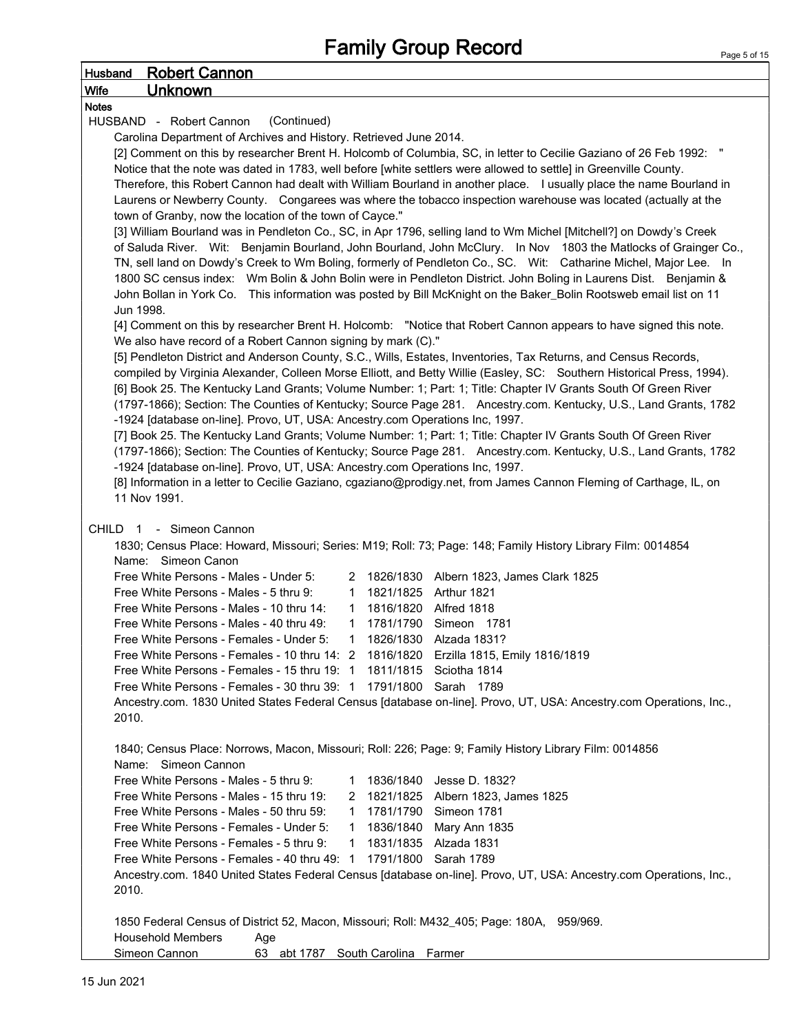# Family Group Record

**Husband** **Robert Cannon**

**Wife** **Unknown**

**Notes**

HUSBAND - Robert Cannon (Continued)

Carolina Department of Archives and History. Retrieved June 2014.

[2] Comment on this by researcher Brent H. Holcomb of Columbia, SC, in letter to Cecilie Gaziano of 26 Feb 1992: " Notice that the note was dated in 1783, well before [white settlers were allowed to settle] in Greenville County. Therefore, this Robert Cannon had dealt with William Bourland in another place. I usually place the name Bourland in Laurens or Newberry County. Congarees was where the tobacco inspection warehouse was located (actually at the town of Granby, now the location of the town of Cayce."

[3] William Bourland was in Pendleton Co., SC, in Apr 1796, selling land to Wm Michel [Mitchell?] on Dowdy's Creek of Saluda River. Wit: Benjamin Bourland, John Bourland, John McClury. In Nov 1803 the Matlocks of Grainger Co., TN, sell land on Dowdy's Creek to Wm Boling, formerly of Pendleton Co., SC. Wit: Catharine Michel, Major Lee. In 1800 SC census index: Wm Bolin & John Bolin were in Pendleton District. John Boling in Laurens Dist. Benjamin & John Bollan in York Co. This information was posted by Bill McKnight on the Baker_Bolin Rootsweb email list on 11 Jun 1998.

[4] Comment on this by researcher Brent H. Holcomb: "Notice that Robert Cannon appears to have signed this note. We also have record of a Robert Cannon signing by mark (C)."

[5] Pendleton District and Anderson County, S.C., Wills, Estates, Inventories, Tax Returns, and Census Records, compiled by Virginia Alexander, Colleen Morse Elliott, and Betty Willie (Easley, SC: Southern Historical Press, 1994).

[6] Book 25. The Kentucky Land Grants; Volume Number: 1; Part: 1; Title: Chapter IV Grants South Of Green River (1797-1866); Section: The Counties of Kentucky; Source Page 281. Ancestry.com. Kentucky, U.S., Land Grants, 1782 -1924 [database on-line]. Provo, UT, USA: Ancestry.com Operations Inc, 1997.

[7] Book 25. The Kentucky Land Grants; Volume Number: 1; Part: 1; Title: Chapter IV Grants South Of Green River (1797-1866); Section: The Counties of Kentucky; Source Page 281. Ancestry.com. Kentucky, U.S., Land Grants, 1782 -1924 [database on-line]. Provo, UT, USA: Ancestry.com Operations Inc, 1997.

[8] Information in a letter to Cecilie Gaziano, cgaziano@prodigy.net, from James Cannon Fleming of Carthage, IL, on 11 Nov 1991.

CHILD 1 - Simeon Cannon

1830; Census Place: Howard, Missouri; Series: M19; Roll: 73; Page: 148; Family History Library Film: 0014854

Name: Simeon Canon

| | | | |
|---|---|---|---|
| Free White Persons - Males - Under 5: | 2 | 1826/1830 | Albern 1823, James Clark 1825 |
| Free White Persons - Males - 5 thru 9: | 1 | 1821/1825 | Arthur 1821 |
| Free White Persons - Males - 10 thru 14: | 1 | 1816/1820 | Alfred 1818 |
| Free White Persons - Males - 40 thru 49: | 1 | 1781/1790 | Simeon 1781 |
| Free White Persons - Females - Under 5: | 1 | 1826/1830 | Alzada 1831? |
| Free White Persons - Females - 10 thru 14: | 2 | 1816/1820 | Erzilla 1815, Emily 1816/1819 |
| Free White Persons - Females - 15 thru 19: | 1 | 1811/1815 | Sciotha 1814 |
| Free White Persons - Females - 30 thru 39: | 1 | 1791/1800 | Sarah 1789 |

Ancestry.com. 1830 United States Federal Census [database on-line]. Provo, UT, USA: Ancestry.com Operations, Inc., 2010.

1840; Census Place: Norrows, Macon, Missouri; Roll: 226; Page: 9; Family History Library Film: 0014856

Name: Simeon Cannon

| | | | |
|---|---|---|---|
| Free White Persons - Males - 5 thru 9: | 1 | 1836/1840 | Jesse D. 1832? |
| Free White Persons - Males - 15 thru 19: | 2 | 1821/1825 | Albern 1823, James 1825 |
| Free White Persons - Males - 50 thru 59: | 1 | 1781/1790 | Simeon 1781 |
| Free White Persons - Females - Under 5: | 1 | 1836/1840 | Mary Ann 1835 |
| Free White Persons - Females - 5 thru 9: | 1 | 1831/1835 | Alzada 1831 |
| Free White Persons - Females - 40 thru 49: | 1 | 1791/1800 | Sarah 1789 |

Ancestry.com. 1840 United States Federal Census [database on-line]. Provo, UT, USA: Ancestry.com Operations, Inc., 2010.

1850 Federal Census of District 52, Macon, Missouri; Roll: M432_405; Page: 180A, 959/969.

| Household Members | Age | | | |
|---|---|---|---|---|
| Simeon Cannon | 63 | abt 1787 | South Carolina | Farmer |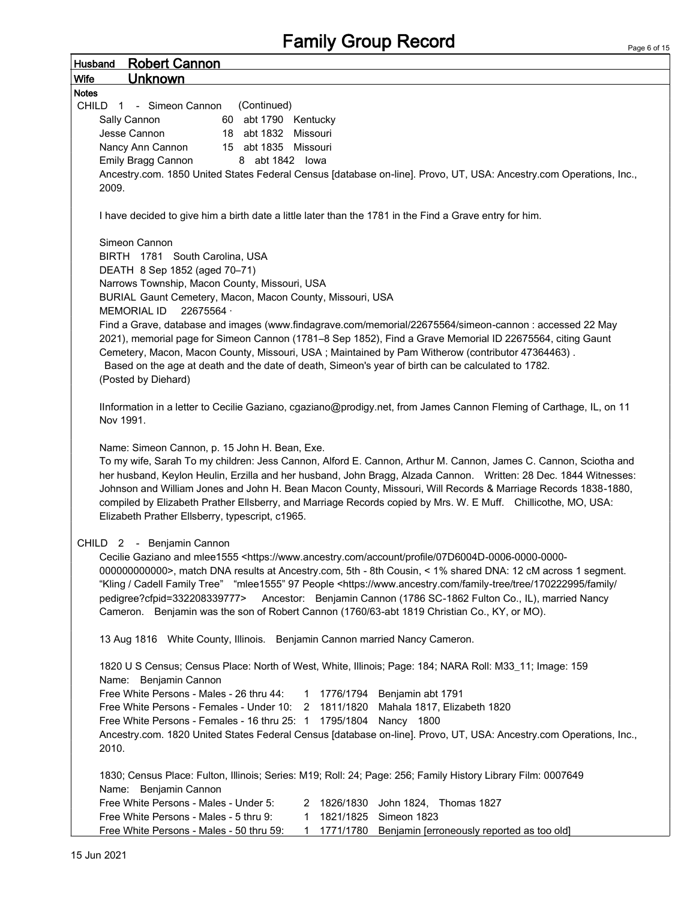# Family Group Record

**Husband** Robert Cannon

**Wife** Unknown

**Notes**

CHILD 1 - Simeon Cannon (Continued)

| | | | |
|---|---|---|---|
| Sally Cannon | 60 | abt 1790 | Kentucky |
| Jesse Cannon | 18 | abt 1832 | Missouri |
| Nancy Ann Cannon | 15 | abt 1835 | Missouri |
| Emily Bragg Cannon | 8 | abt 1842 | Iowa |

Ancestry.com. 1850 United States Federal Census [database on-line]. Provo, UT, USA: Ancestry.com Operations, Inc., 2009.

I have decided to give him a birth date a little later than the 1781 in the Find a Grave entry for him.

Simeon Cannon
BIRTH 1781 South Carolina, USA
DEATH 8 Sep 1852 (aged 70–71)
Narrows Township, Macon County, Missouri, USA
BURIAL Gaunt Cemetery, Macon, Macon County, Missouri, USA
MEMORIAL ID 22675564 ·
Find a Grave, database and images (www.findagrave.com/memorial/22675564/simeon-cannon : accessed 22 May 2021), memorial page for Simeon Cannon (1781–8 Sep 1852), Find a Grave Memorial ID 22675564, citing Gaunt Cemetery, Macon, Macon County, Missouri, USA ; Maintained by Pam Witherow (contributor 47364463) .
Based on the age at death and the date of death, Simeon's year of birth can be calculated to 1782.
(Posted by Diehard)

IInformation in a letter to Cecilie Gaziano, cgaziano@prodigy.net, from James Cannon Fleming of Carthage, IL, on 11 Nov 1991.

Name: Simeon Cannon, p. 15 John H. Bean, Exe.
To my wife, Sarah To my children: Jess Cannon, Alford E. Cannon, Arthur M. Cannon, James C. Cannon, Sciotha and her husband, Keylon Heulin, Erzilla and her husband, John Bragg, Alzada Cannon. Written: 28 Dec. 1844 Witnesses: Johnson and William Jones and John H. Bean Macon County, Missouri, Will Records & Marriage Records 1838-1880, compiled by Elizabeth Prather Ellsberry, and Marriage Records copied by Mrs. W. E Muff. Chillicothe, MO, USA: Elizabeth Prather Ellsberry, typescript, c1965.

CHILD 2 - Benjamin Cannon

Cecilie Gaziano and mlee1555 <https://www.ancestry.com/account/profile/07D6004D-0006-0000-0000-000000000000>, match DNA results at Ancestry.com, 5th - 8th Cousin, < 1% shared DNA: 12 cM across 1 segment. "Kling / Cadell Family Tree" "mlee1555" 97 People <https://www.ancestry.com/family-tree/tree/170222995/family/pedigree?cfpid=332208339777> Ancestor: Benjamin Cannon (1786 SC-1862 Fulton Co., IL), married Nancy Cameron. Benjamin was the son of Robert Cannon (1760/63-abt 1819 Christian Co., KY, or MO).

13 Aug 1816 White County, Illinois. Benjamin Cannon married Nancy Cameron.

1820 U S Census; Census Place: North of West, White, Illinois; Page: 184; NARA Roll: M33_11; Image: 159
Name: Benjamin Cannon

| | | | |
|---|---|---|---|
| Free White Persons - Males - 26 thru 44: | 1 | 1776/1794 | Benjamin abt 1791 |
| Free White Persons - Females - Under 10: | 2 | 1811/1820 | Mahala 1817, Elizabeth 1820 |
| Free White Persons - Females - 16 thru 25: | 1 | 1795/1804 | Nancy 1800 |

Ancestry.com. 1820 United States Federal Census [database on-line]. Provo, UT, USA: Ancestry.com Operations, Inc., 2010.

1830; Census Place: Fulton, Illinois; Series: M19; Roll: 24; Page: 256; Family History Library Film: 0007649
Name: Benjamin Cannon

| | | | |
|---|---|---|---|
| Free White Persons - Males - Under 5: | 2 | 1826/1830 | John 1824, Thomas 1827 |
| Free White Persons - Males - 5 thru 9: | 1 | 1821/1825 | Simeon 1823 |
| Free White Persons - Males - 50 thru 59: | 1 | 1771/1780 | Benjamin [erroneously reported as too old] |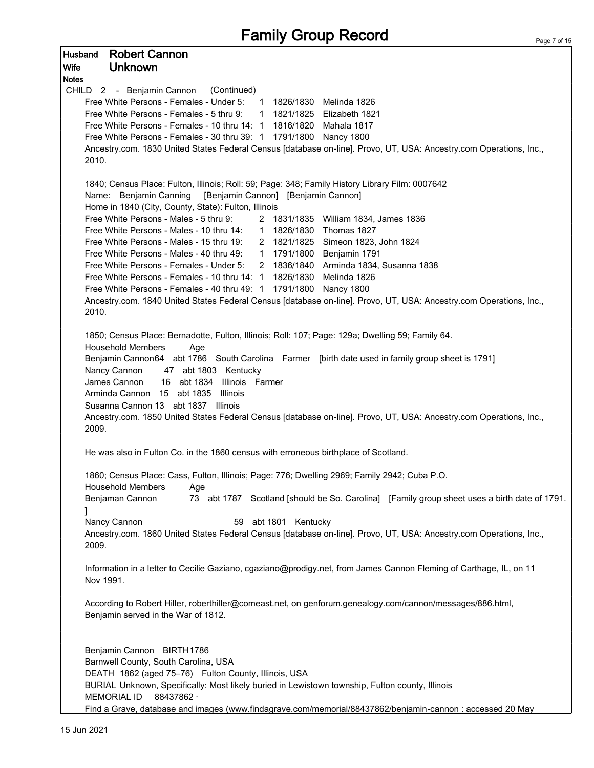# Family Group Record

**Husband** Robert Cannon

**Wife** Unknown

**Notes**

CHILD 2 - Benjamin Cannon (Continued)

Free White Persons - Females - Under 5: 1 1826/1830 Melinda 1826
Free White Persons - Females - 5 thru 9: 1 1821/1825 Elizabeth 1821
Free White Persons - Females - 10 thru 14: 1 1816/1820 Mahala 1817
Free White Persons - Females - 30 thru 39: 1 1791/1800 Nancy 1800
Ancestry.com. 1830 United States Federal Census [database on-line]. Provo, UT, USA: Ancestry.com Operations, Inc., 2010.

1840; Census Place: Fulton, Illinois; Roll: 59; Page: 348; Family History Library Film: 0007642
Name: Benjamin Canning [Benjamin Cannon] [Benjamin Cannon]
Home in 1840 (City, County, State): Fulton, Illinois
Free White Persons - Males - 5 thru 9: 2 1831/1835 William 1834, James 1836
Free White Persons - Males - 10 thru 14: 1 1826/1830 Thomas 1827
Free White Persons - Males - 15 thru 19: 2 1821/1825 Simeon 1823, John 1824
Free White Persons - Males - 40 thru 49: 1 1791/1800 Benjamin 1791
Free White Persons - Females - Under 5: 2 1836/1840 Arminda 1834, Susanna 1838
Free White Persons - Females - 10 thru 14: 1 1826/1830 Melinda 1826
Free White Persons - Females - 40 thru 49: 1 1791/1800 Nancy 1800
Ancestry.com. 1840 United States Federal Census [database on-line]. Provo, UT, USA: Ancestry.com Operations, Inc., 2010.

1850; Census Place: Bernadotte, Fulton, Illinois; Roll: 107; Page: 129a; Dwelling 59; Family 64.
Household Members Age
Benjamin Cannon64 abt 1786 South Carolina Farmer [birth date used in family group sheet is 1791]
Nancy Cannon 47 abt 1803 Kentucky
James Cannon 16 abt 1834 Illinois Farmer
Arminda Cannon 15 abt 1835 Illinois
Susanna Cannon 13 abt 1837 Illinois
Ancestry.com. 1850 United States Federal Census [database on-line]. Provo, UT, USA: Ancestry.com Operations, Inc., 2009.

He was also in Fulton Co. in the 1860 census with erroneous birthplace of Scotland.

1860; Census Place: Cass, Fulton, Illinois; Page: 776; Dwelling 2969; Family 2942; Cuba P.O.
Household Members Age
Benjaman Cannon 73 abt 1787 Scotland [should be So. Carolina] [Family group sheet uses a birth date of 1791.]
Nancy Cannon 59 abt 1801 Kentucky
Ancestry.com. 1860 United States Federal Census [database on-line]. Provo, UT, USA: Ancestry.com Operations, Inc., 2009.

Information in a letter to Cecilie Gaziano, cgaziano@prodigy.net, from James Cannon Fleming of Carthage, IL, on 11 Nov 1991.

According to Robert Hiller, roberthiller@comeast.net, on genforum.genealogy.com/cannon/messages/886.html, Benjamin served in the War of 1812.

Benjamin Cannon BIRTH1786
Barnwell County, South Carolina, USA
DEATH 1862 (aged 75–76) Fulton County, Illinois, USA
BURIAL Unknown, Specifically: Most likely buried in Lewistown township, Fulton county, Illinois
MEMORIAL ID 88437862 ·
Find a Grave, database and images (www.findagrave.com/memorial/88437862/benjamin-cannon : accessed 20 May

15 Jun 2021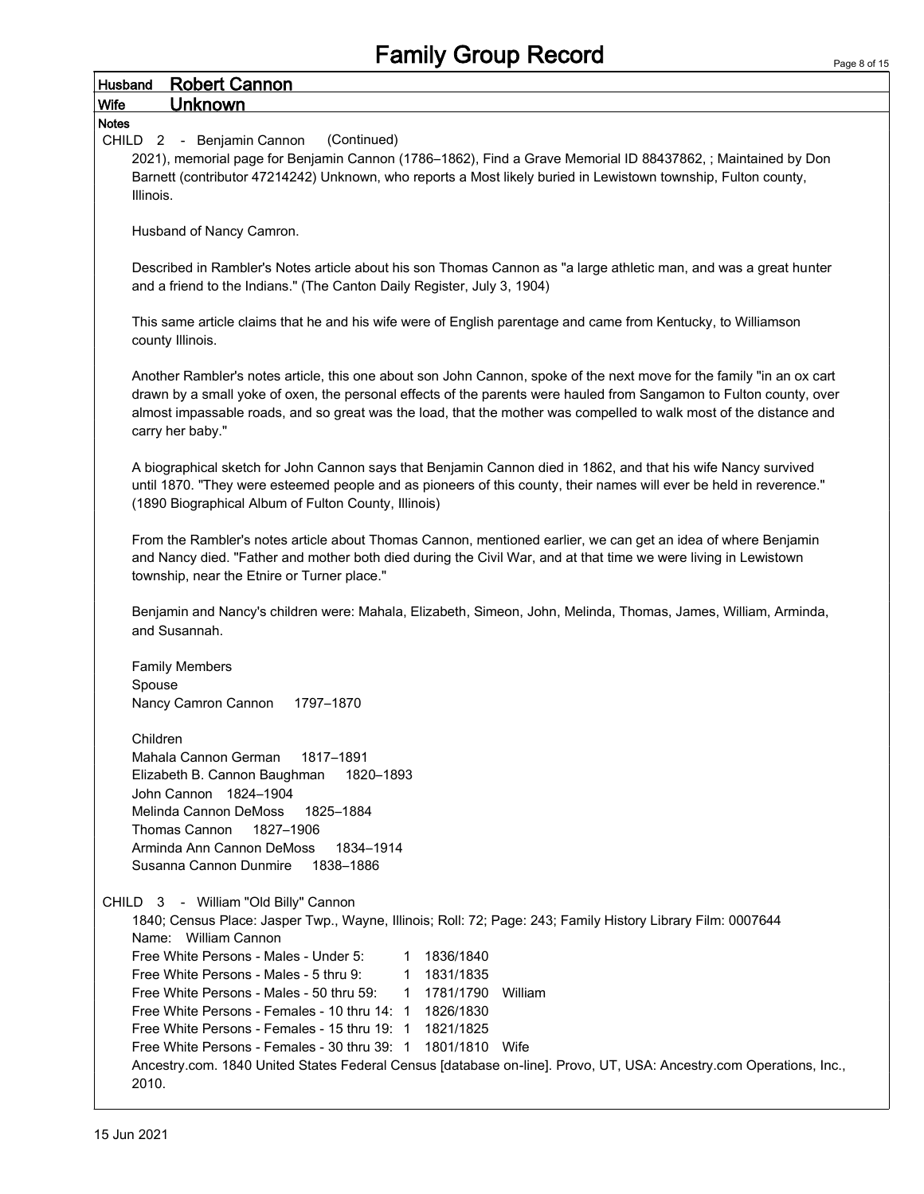# Family Group Record

**Husband** **Robert Cannon**

**Wife** **Unknown**

**Notes**

CHILD 2 - Benjamin Cannon (Continued)

2021), memorial page for Benjamin Cannon (1786–1862), Find a Grave Memorial ID 88437862, ; Maintained by Don Barnett (contributor 47214242) Unknown, who reports a Most likely buried in Lewistown township, Fulton county, Illinois.

Husband of Nancy Camron.

Described in Rambler's Notes article about his son Thomas Cannon as "a large athletic man, and was a great hunter and a friend to the Indians." (The Canton Daily Register, July 3, 1904)

This same article claims that he and his wife were of English parentage and came from Kentucky, to Williamson county Illinois.

Another Rambler's notes article, this one about son John Cannon, spoke of the next move for the family "in an ox cart drawn by a small yoke of oxen, the personal effects of the parents were hauled from Sangamon to Fulton county, over almost impassable roads, and so great was the load, that the mother was compelled to walk most of the distance and carry her baby."

A biographical sketch for John Cannon says that Benjamin Cannon died in 1862, and that his wife Nancy survived until 1870. "They were esteemed people and as pioneers of this county, their names will ever be held in reverence." (1890 Biographical Album of Fulton County, Illinois)

From the Rambler's notes article about Thomas Cannon, mentioned earlier, we can get an idea of where Benjamin and Nancy died. "Father and mother both died during the Civil War, and at that time we were living in Lewistown township, near the Etnire or Turner place."

Benjamin and Nancy's children were: Mahala, Elizabeth, Simeon, John, Melinda, Thomas, James, William, Arminda, and Susannah.

Family Members
Spouse
Nancy Camron Cannon 1797–1870

Children
Mahala Cannon German 1817–1891
Elizabeth B. Cannon Baughman 1820–1893
John Cannon 1824–1904
Melinda Cannon DeMoss 1825–1884
Thomas Cannon 1827–1906
Arminda Ann Cannon DeMoss 1834–1914
Susanna Cannon Dunmire 1838–1886

CHILD 3 - William "Old Billy" Cannon

1840; Census Place: Jasper Twp., Wayne, Illinois; Roll: 72; Page: 243; Family History Library Film: 0007644
Name: William Cannon
Free White Persons - Males - Under 5: 1 1836/1840
Free White Persons - Males - 5 thru 9: 1 1831/1835
Free White Persons - Males - 50 thru 59: 1 1781/1790 William
Free White Persons - Females - 10 thru 14: 1 1826/1830
Free White Persons - Females - 15 thru 19: 1 1821/1825
Free White Persons - Females - 30 thru 39: 1 1801/1810 Wife
Ancestry.com. 1840 United States Federal Census [database on-line]. Provo, UT, USA: Ancestry.com Operations, Inc., 2010.

15 Jun 2021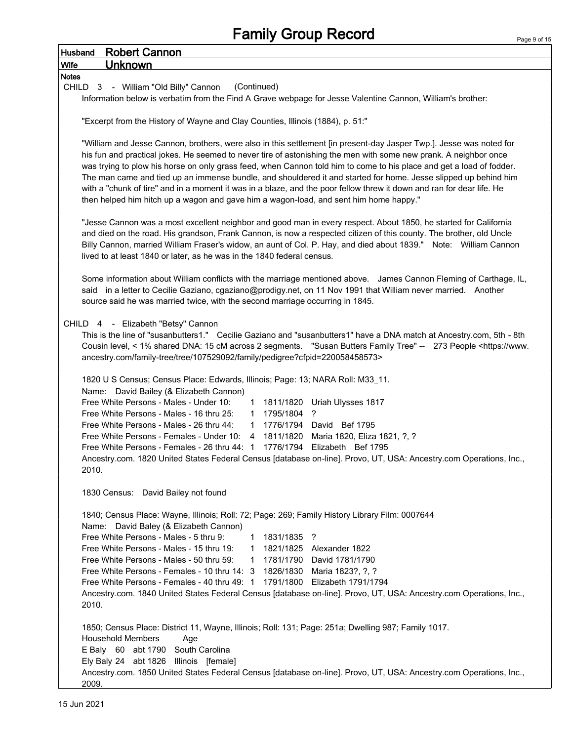# Family Group Record

**Husband** **Robert Cannon**

**Wife** **Unknown**

**Notes**

CHILD 3 - William "Old Billy" Cannon (Continued)

Information below is verbatim from the Find A Grave webpage for Jesse Valentine Cannon, William's brother:

"Excerpt from the History of Wayne and Clay Counties, Illinois (1884), p. 51:"

"William and Jesse Cannon, brothers, were also in this settlement [in present-day Jasper Twp.]. Jesse was noted for his fun and practical jokes. He seemed to never tire of astonishing the men with some new prank. A neighbor once was trying to plow his horse on only grass feed, when Cannon told him to come to his place and get a load of fodder. The man came and tied up an immense bundle, and shouldered it and started for home. Jesse slipped up behind him with a "chunk of tire" and in a moment it was in a blaze, and the poor fellow threw it down and ran for dear life. He then helped him hitch up a wagon and gave him a wagon-load, and sent him home happy."

"Jesse Cannon was a most excellent neighbor and good man in every respect. About 1850, he started for California and died on the road. His grandson, Frank Cannon, is now a respected citizen of this county. The brother, old Uncle Billy Cannon, married William Fraser's widow, an aunt of Col. P. Hay, and died about 1839." Note: William Cannon lived to at least 1840 or later, as he was in the 1840 federal census.

Some information about William conflicts with the marriage mentioned above. James Cannon Fleming of Carthage, IL, said in a letter to Cecilie Gaziano, cgaziano@prodigy.net, on 11 Nov 1991 that William never married. Another source said he was married twice, with the second marriage occurring in 1845.

CHILD 4 - Elizabeth "Betsy" Cannon

This is the line of "susanbutters1." Cecilie Gaziano and "susanbutters1" have a DNA match at Ancestry.com, 5th - 8th Cousin level, < 1% shared DNA: 15 cM across 2 segments. "Susan Butters Family Tree" -- 273 People <https://www.ancestry.com/family-tree/tree/107529092/family/pedigree?cfpid=220058458573>

1820 U S Census; Census Place: Edwards, Illinois; Page: 13; NARA Roll: M33_11.

Name: David Bailey (& Elizabeth Cannon)

| | | | |
|---|---|---|---|
| Free White Persons - Males - Under 10: | 1 | 1811/1820 | Uriah Ulysses 1817 |
| Free White Persons - Males - 16 thru 25: | 1 | 1795/1804 | ? |
| Free White Persons - Males - 26 thru 44: | 1 | 1776/1794 | David Bef 1795 |
| Free White Persons - Females - Under 10: | 4 | 1811/1820 | Maria 1820, Eliza 1821, ?, ? |
| Free White Persons - Females - 26 thru 44: | 1 | 1776/1794 | Elizabeth Bef 1795 |

Ancestry.com. 1820 United States Federal Census [database on-line]. Provo, UT, USA: Ancestry.com Operations, Inc., 2010.

1830 Census: David Bailey not found

1840; Census Place: Wayne, Illinois; Roll: 72; Page: 269; Family History Library Film: 0007644

Name: David Baley (& Elizabeth Cannon)

| | | | |
|---|---|---|---|
| Free White Persons - Males - 5 thru 9: | 1 | 1831/1835 | ? |
| Free White Persons - Males - 15 thru 19: | 1 | 1821/1825 | Alexander 1822 |
| Free White Persons - Males - 50 thru 59: | 1 | 1781/1790 | David 1781/1790 |
| Free White Persons - Females - 10 thru 14: | 3 | 1826/1830 | Maria 1823?, ?, ? |
| Free White Persons - Females - 40 thru 49: | 1 | 1791/1800 | Elizabeth 1791/1794 |

Ancestry.com. 1840 United States Federal Census [database on-line]. Provo, UT, USA: Ancestry.com Operations, Inc., 2010.

1850; Census Place: District 11, Wayne, Illinois; Roll: 131; Page: 251a; Dwelling 987; Family 1017.

| Household Members | Age | | |
|---|---|---|---|
| E Baly | 60 | abt 1790 | South Carolina |
| Ely Baly | 24 | abt 1826 | Illinois [female] |

Ancestry.com. 1850 United States Federal Census [database on-line]. Provo, UT, USA: Ancestry.com Operations, Inc., 2009.

15 Jun 2021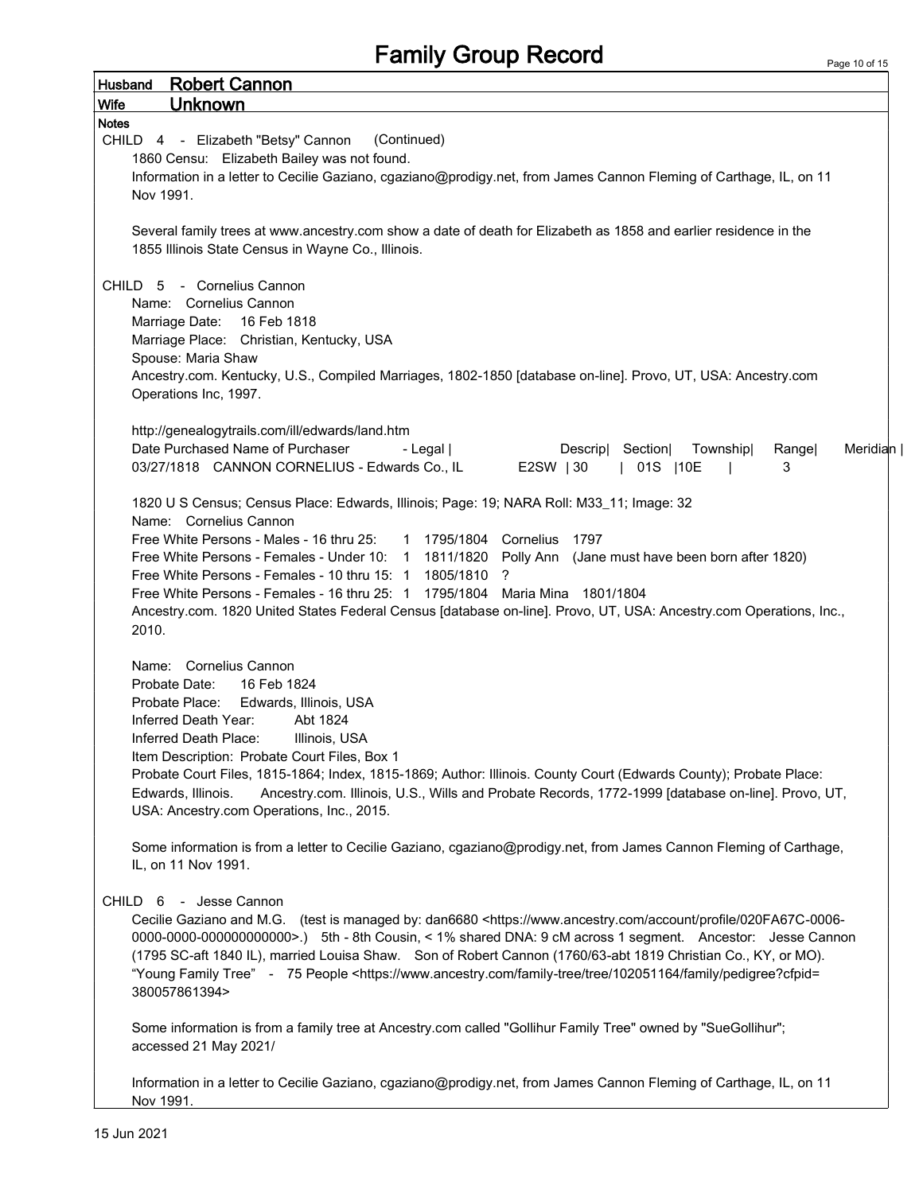# Family Group Record

**Husband** **Robert Cannon**

**Wife** **Unknown**

**Notes**

CHILD 4 - Elizabeth "Betsy" Cannon (Continued)

1860 Censu: Elizabeth Bailey was not found.

Information in a letter to Cecilie Gaziano, cgaziano@prodigy.net, from James Cannon Fleming of Carthage, IL, on 11 Nov 1991.

Several family trees at www.ancestry.com show a date of death for Elizabeth as 1858 and earlier residence in the 1855 Illinois State Census in Wayne Co., Illinois.

CHILD 5 - Cornelius Cannon

Name: Cornelius Cannon
Marriage Date: 16 Feb 1818
Marriage Place: Christian, Kentucky, USA
Spouse: Maria Shaw
Ancestry.com. Kentucky, U.S., Compiled Marriages, 1802-1850 [database on-line]. Provo, UT, USA: Ancestry.com Operations Inc, 1997.

http://genealogytrails.com/ill/edwards/land.htm
Date Purchased Name of Purchaser - Legal | Descrip| Section| Township| Range| Meridian |
03/27/1818 CANNON CORNELIUS - Edwards Co., IL E2SW | 30 | 01S |10E | 3

1820 U S Census; Census Place: Edwards, Illinois; Page: 19; NARA Roll: M33_11; Image: 32
Name: Cornelius Cannon
Free White Persons - Males - 16 thru 25: 1 1795/1804 Cornelius 1797
Free White Persons - Females - Under 10: 1 1811/1820 Polly Ann (Jane must have been born after 1820)
Free White Persons - Females - 10 thru 15: 1 1805/1810 ?
Free White Persons - Females - 16 thru 25: 1 1795/1804 Maria Mina 1801/1804
Ancestry.com. 1820 United States Federal Census [database on-line]. Provo, UT, USA: Ancestry.com Operations, Inc., 2010.

Name: Cornelius Cannon
Probate Date: 16 Feb 1824
Probate Place: Edwards, Illinois, USA
Inferred Death Year: Abt 1824
Inferred Death Place: Illinois, USA
Item Description: Probate Court Files, Box 1
Probate Court Files, 1815-1864; Index, 1815-1869; Author: Illinois. County Court (Edwards County); Probate Place: Edwards, Illinois. Ancestry.com. Illinois, U.S., Wills and Probate Records, 1772-1999 [database on-line]. Provo, UT, USA: Ancestry.com Operations, Inc., 2015.

Some information is from a letter to Cecilie Gaziano, cgaziano@prodigy.net, from James Cannon Fleming of Carthage, IL, on 11 Nov 1991.

CHILD 6 - Jesse Cannon

Cecilie Gaziano and M.G. (test is managed by: dan6680 <https://www.ancestry.com/account/profile/020FA67C-0006-0000-0000-000000000000>.) 5th - 8th Cousin, < 1% shared DNA: 9 cM across 1 segment. Ancestor: Jesse Cannon (1795 SC-aft 1840 IL), married Louisa Shaw. Son of Robert Cannon (1760/63-abt 1819 Christian Co., KY, or MO). "Young Family Tree" - 75 People <https://www.ancestry.com/family-tree/tree/102051164/family/pedigree?cfpid=380057861394>

Some information is from a family tree at Ancestry.com called "Gollihur Family Tree" owned by "SueGollihur"; accessed 21 May 2021/

Information in a letter to Cecilie Gaziano, cgaziano@prodigy.net, from James Cannon Fleming of Carthage, IL, on 11 Nov 1991.

15 Jun 2021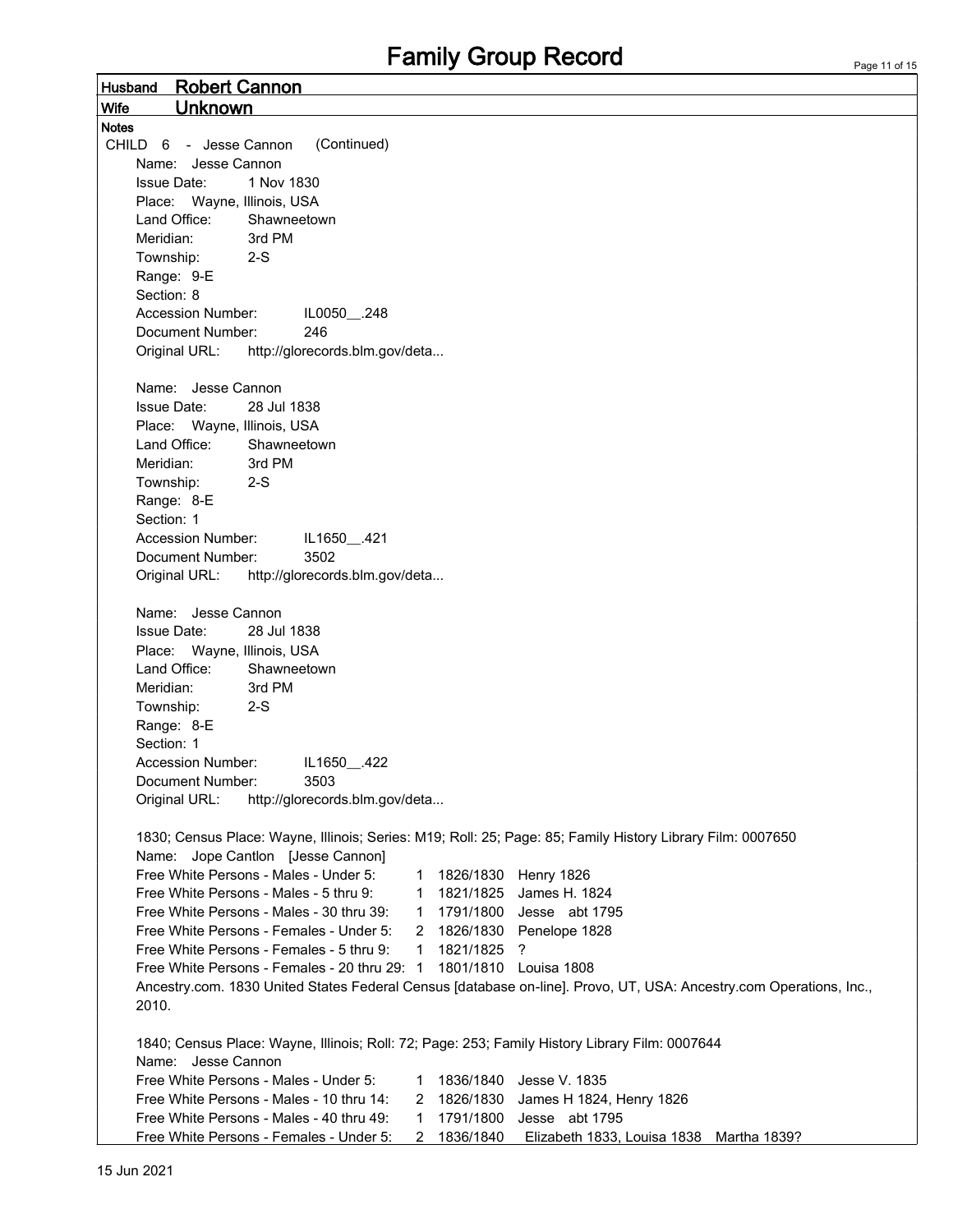# Family Group Record

**Husband** Robert Cannon

**Wife** Unknown

**Notes**

CHILD 6 - Jesse Cannon (Continued)

Name: Jesse Cannon
Issue Date: 1 Nov 1830
Place: Wayne, Illinois, USA
Land Office: Shawneetown
Meridian: 3rd PM
Township: 2-S
Range: 9-E
Section: 8
Accession Number: IL0050__.248
Document Number: 246
Original URL: http://glorecords.blm.gov/deta...

Name: Jesse Cannon
Issue Date: 28 Jul 1838
Place: Wayne, Illinois, USA
Land Office: Shawneetown
Meridian: 3rd PM
Township: 2-S
Range: 8-E
Section: 1
Accession Number: IL1650__.421
Document Number: 3502
Original URL: http://glorecords.blm.gov/deta...

Name: Jesse Cannon
Issue Date: 28 Jul 1838
Place: Wayne, Illinois, USA
Land Office: Shawneetown
Meridian: 3rd PM
Township: 2-S
Range: 8-E
Section: 1
Accession Number: IL1650__.422
Document Number: 3503
Original URL: http://glorecords.blm.gov/deta...

1830; Census Place: Wayne, Illinois; Series: M19; Roll: 25; Page: 85; Family History Library Film: 0007650
Name: Jope Cantlon [Jesse Cannon]

| | | | |
|---|---|---|---|
| Free White Persons - Males - Under 5: | 1 | 1826/1830 | Henry 1826 |
| Free White Persons - Males - 5 thru 9: | 1 | 1821/1825 | James H. 1824 |
| Free White Persons - Males - 30 thru 39: | 1 | 1791/1800 | Jesse abt 1795 |
| Free White Persons - Females - Under 5: | 2 | 1826/1830 | Penelope 1828 |
| Free White Persons - Females - 5 thru 9: | 1 | 1821/1825 | ? |
| Free White Persons - Females - 20 thru 29: | 1 | 1801/1810 | Louisa 1808 |

Ancestry.com. 1830 United States Federal Census [database on-line]. Provo, UT, USA: Ancestry.com Operations, Inc., 2010.

1840; Census Place: Wayne, Illinois; Roll: 72; Page: 253; Family History Library Film: 0007644
Name: Jesse Cannon

| | | | |
|---|---|---|---|
| Free White Persons - Males - Under 5: | 1 | 1836/1840 | Jesse V. 1835 |
| Free White Persons - Males - 10 thru 14: | 2 | 1826/1830 | James H 1824, Henry 1826 |
| Free White Persons - Males - 40 thru 49: | 1 | 1791/1800 | Jesse abt 1795 |
| Free White Persons - Females - Under 5: | 2 | 1836/1840 | Elizabeth 1833, Louisa 1838 Martha 1839? |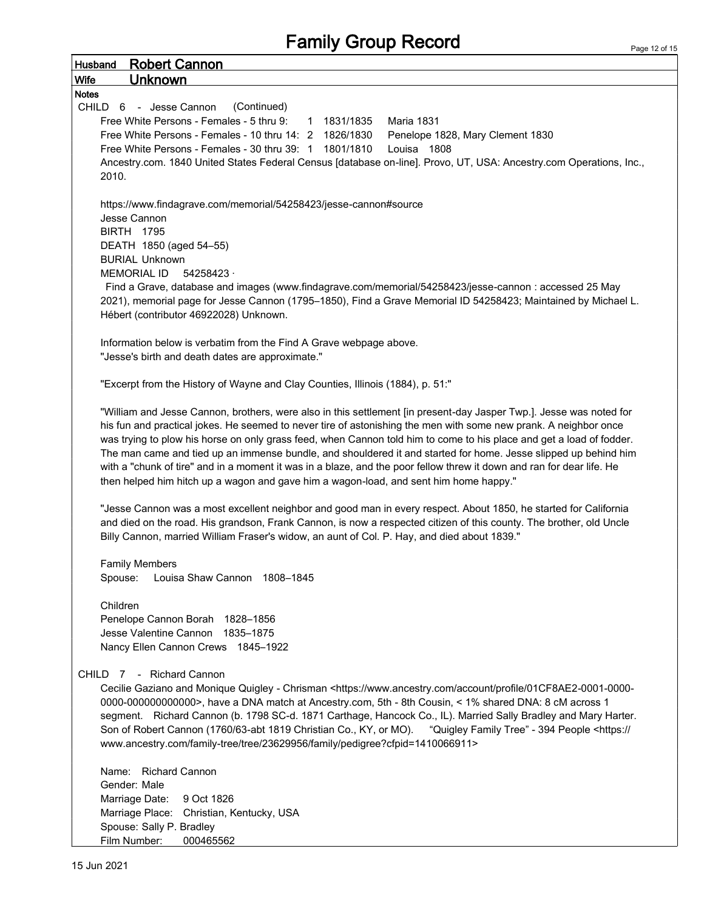# Family Group Record

**Husband** **Robert Cannon**

**Wife** **Unknown**

**Notes**

CHILD 6 - Jesse Cannon (Continued)

Free White Persons - Females - 5 thru 9: 1 1831/1835 Maria 1831

Free White Persons - Females - 10 thru 14: 2 1826/1830 Penelope 1828, Mary Clement 1830

Free White Persons - Females - 30 thru 39: 1 1801/1810 Louisa 1808

Ancestry.com. 1840 United States Federal Census [database on-line]. Provo, UT, USA: Ancestry.com Operations, Inc., 2010.

https://www.findagrave.com/memorial/54258423/jesse-cannon#source

Jesse Cannon

BIRTH 1795

DEATH 1850 (aged 54–55)

BURIAL Unknown

MEMORIAL ID 54258423 ·

Find a Grave, database and images (www.findagrave.com/memorial/54258423/jesse-cannon : accessed 25 May 2021), memorial page for Jesse Cannon (1795–1850), Find a Grave Memorial ID 54258423; Maintained by Michael L. Hébert (contributor 46922028) Unknown.

Information below is verbatim from the Find A Grave webpage above.

"Jesse's birth and death dates are approximate."

"Excerpt from the History of Wayne and Clay Counties, Illinois (1884), p. 51:"

"William and Jesse Cannon, brothers, were also in this settlement [in present-day Jasper Twp.]. Jesse was noted for his fun and practical jokes. He seemed to never tire of astonishing the men with some new prank. A neighbor once was trying to plow his horse on only grass feed, when Cannon told him to come to his place and get a load of fodder. The man came and tied up an immense bundle, and shouldered it and started for home. Jesse slipped up behind him with a "chunk of tire" and in a moment it was in a blaze, and the poor fellow threw it down and ran for dear life. He then helped him hitch up a wagon and gave him a wagon-load, and sent him home happy."

"Jesse Cannon was a most excellent neighbor and good man in every respect. About 1850, he started for California and died on the road. His grandson, Frank Cannon, is now a respected citizen of this county. The brother, old Uncle Billy Cannon, married William Fraser's widow, an aunt of Col. P. Hay, and died about 1839."

Family Members

Spouse: Louisa Shaw Cannon 1808–1845

Children

Penelope Cannon Borah 1828–1856

Jesse Valentine Cannon 1835–1875

Nancy Ellen Cannon Crews 1845–1922

CHILD 7 - Richard Cannon

Cecilie Gaziano and Monique Quigley - Chrisman <https://www.ancestry.com/account/profile/01CF8AE2-0001-0000-0000-000000000000>, have a DNA match at Ancestry.com, 5th - 8th Cousin, < 1% shared DNA: 8 cM across 1 segment. Richard Cannon (b. 1798 SC-d. 1871 Carthage, Hancock Co., IL). Married Sally Bradley and Mary Harter. Son of Robert Cannon (1760/63-abt 1819 Christian Co., KY, or MO). "Quigley Family Tree" - 394 People <https://www.ancestry.com/family-tree/tree/23629956/family/pedigree?cfpid=1410066911>

Name: Richard Cannon

Gender: Male

Marriage Date: 9 Oct 1826

Marriage Place: Christian, Kentucky, USA

Spouse: Sally P. Bradley

Film Number: 000465562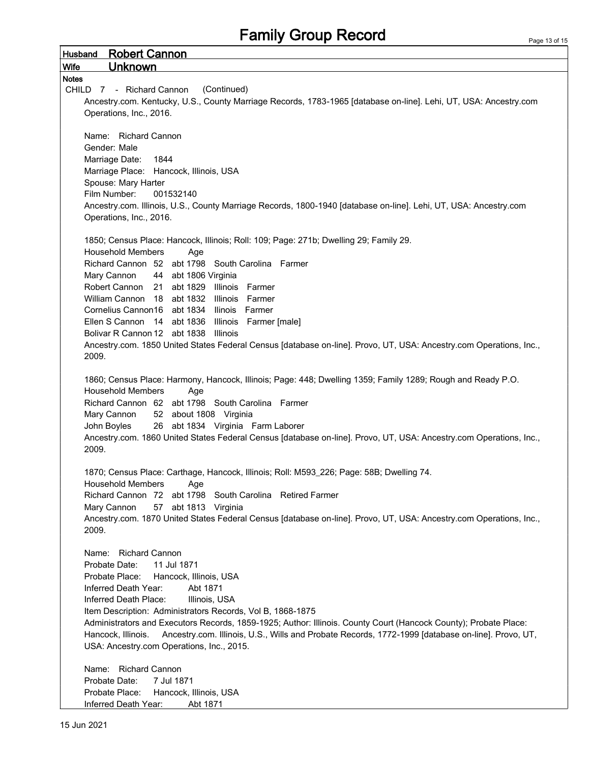# Family Group Record

**Husband** Robert Cannon

**Wife** Unknown

**Notes**

CHILD 7 - Richard Cannon (Continued)

Ancestry.com. Kentucky, U.S., County Marriage Records, 1783-1965 [database on-line]. Lehi, UT, USA: Ancestry.com Operations, Inc., 2016.

Name: Richard Cannon
Gender: Male
Marriage Date: 1844
Marriage Place: Hancock, Illinois, USA
Spouse: Mary Harter
Film Number: 001532140
Ancestry.com. Illinois, U.S., County Marriage Records, 1800-1940 [database on-line]. Lehi, UT, USA: Ancestry.com Operations, Inc., 2016.

1850; Census Place: Hancock, Illinois; Roll: 109; Page: 271b; Dwelling 29; Family 29.

| Household Members | Age | | | |
|---|---|---|---|---|
| Richard Cannon | 52 | abt 1798 | South Carolina | Farmer |
| Mary Cannon | 44 | abt 1806 Virginia | | |
| Robert Cannon | 21 | abt 1829 | Illinois | Farmer |
| William Cannon | 18 | abt 1832 | Illinois | Farmer |
| Cornelius Cannon | 16 | abt 1834 | Ilinois | Farmer |
| Ellen S Cannon | 14 | abt 1836 | Illinois | Farmer [male] |
| Bolivar R Cannon | 12 | abt 1838 | Illinois | |

Ancestry.com. 1850 United States Federal Census [database on-line]. Provo, UT, USA: Ancestry.com Operations, Inc., 2009.

1860; Census Place: Harmony, Hancock, Illinois; Page: 448; Dwelling 1359; Family 1289; Rough and Ready P.O.

| Household Members | Age | | | |
|---|---|---|---|---|
| Richard Cannon | 62 | abt 1798 | South Carolina | Farmer |
| Mary Cannon | 52 | about 1808 | Virginia | |
| John Boyles | 26 | abt 1834 | Virginia | Farm Laborer |

Ancestry.com. 1860 United States Federal Census [database on-line]. Provo, UT, USA: Ancestry.com Operations, Inc., 2009.

1870; Census Place: Carthage, Hancock, Illinois; Roll: M593_226; Page: 58B; Dwelling 74.

| Household Members | Age | | | |
|---|---|---|---|---|
| Richard Cannon | 72 | abt 1798 | South Carolina | Retired Farmer |
| Mary Cannon | 57 | abt 1813 | Virginia | |

Ancestry.com. 1870 United States Federal Census [database on-line]. Provo, UT, USA: Ancestry.com Operations, Inc., 2009.

Name: Richard Cannon
Probate Date: 11 Jul 1871
Probate Place: Hancock, Illinois, USA
Inferred Death Year: Abt 1871
Inferred Death Place: Illinois, USA
Item Description: Administrators Records, Vol B, 1868-1875
Administrators and Executors Records, 1859-1925; Author: Illinois. County Court (Hancock County); Probate Place: Hancock, Illinois. Ancestry.com. Illinois, U.S., Wills and Probate Records, 1772-1999 [database on-line]. Provo, UT, USA: Ancestry.com Operations, Inc., 2015.

Name: Richard Cannon
Probate Date: 7 Jul 1871
Probate Place: Hancock, Illinois, USA
Inferred Death Year: Abt 1871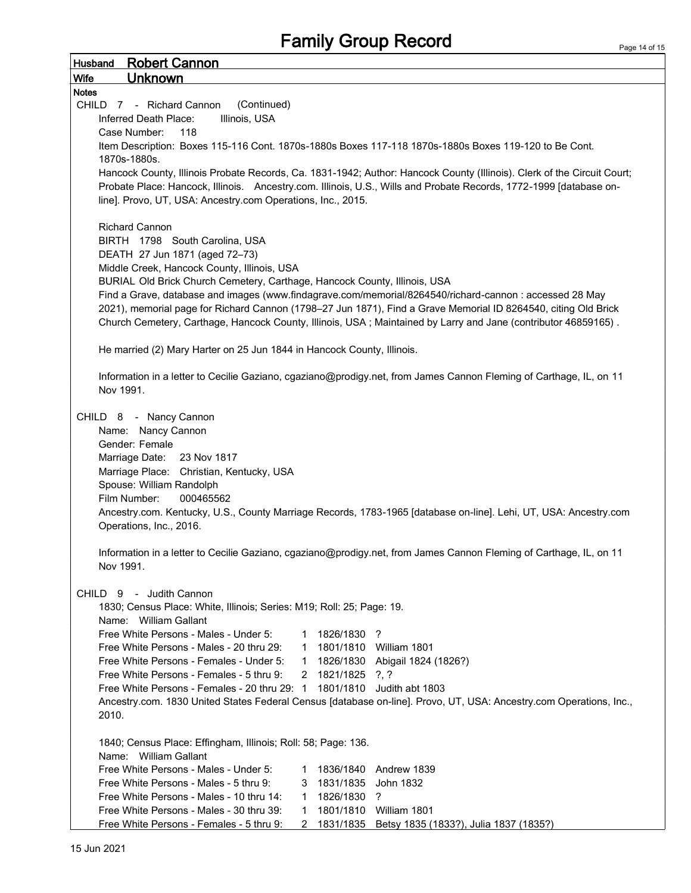# Family Group Record

**Husband** Robert Cannon

**Wife** Unknown

**Notes**

CHILD 7 - Richard Cannon (Continued)

Inferred Death Place: Illinois, USA

Case Number: 118

Item Description: Boxes 115-116 Cont. 1870s-1880s Boxes 117-118 1870s-1880s Boxes 119-120 to Be Cont. 1870s-1880s.

Hancock County, Illinois Probate Records, Ca. 1831-1942; Author: Hancock County (Illinois). Clerk of the Circuit Court; Probate Place: Hancock, Illinois. Ancestry.com. Illinois, U.S., Wills and Probate Records, 1772-1999 [database on-line]. Provo, UT, USA: Ancestry.com Operations, Inc., 2015.

Richard Cannon
BIRTH 1798 South Carolina, USA
DEATH 27 Jun 1871 (aged 72–73)
Middle Creek, Hancock County, Illinois, USA
BURIAL Old Brick Church Cemetery, Carthage, Hancock County, Illinois, USA
Find a Grave, database and images (www.findagrave.com/memorial/8264540/richard-cannon : accessed 28 May 2021), memorial page for Richard Cannon (1798–27 Jun 1871), Find a Grave Memorial ID 8264540, citing Old Brick Church Cemetery, Carthage, Hancock County, Illinois, USA ; Maintained by Larry and Jane (contributor 46859165) .

He married (2) Mary Harter on 25 Jun 1844 in Hancock County, Illinois.

Information in a letter to Cecilie Gaziano, cgaziano@prodigy.net, from James Cannon Fleming of Carthage, IL, on 11 Nov 1991.

CHILD 8 - Nancy Cannon

Name: Nancy Cannon
Gender: Female
Marriage Date: 23 Nov 1817
Marriage Place: Christian, Kentucky, USA
Spouse: William Randolph
Film Number: 000465562
Ancestry.com. Kentucky, U.S., County Marriage Records, 1783-1965 [database on-line]. Lehi, UT, USA: Ancestry.com Operations, Inc., 2016.

Information in a letter to Cecilie Gaziano, cgaziano@prodigy.net, from James Cannon Fleming of Carthage, IL, on 11 Nov 1991.

CHILD 9 - Judith Cannon

1830; Census Place: White, Illinois; Series: M19; Roll: 25; Page: 19.
Name: William Gallant

| | | | |
|---|---|---|---|
| Free White Persons - Males - Under 5: | 1 | 1826/1830 | ? |
| Free White Persons - Males - 20 thru 29: | 1 | 1801/1810 | William 1801 |
| Free White Persons - Females - Under 5: | 1 | 1826/1830 | Abigail 1824 (1826?) |
| Free White Persons - Females - 5 thru 9: | 2 | 1821/1825 | ?, ? |
| Free White Persons - Females - 20 thru 29: | 1 | 1801/1810 | Judith abt 1803 |

Ancestry.com. 1830 United States Federal Census [database on-line]. Provo, UT, USA: Ancestry.com Operations, Inc., 2010.

1840; Census Place: Effingham, Illinois; Roll: 58; Page: 136.
Name: William Gallant

| | | | |
|---|---|---|---|
| Free White Persons - Males - Under 5: | 1 | 1836/1840 | Andrew 1839 |
| Free White Persons - Males - 5 thru 9: | 3 | 1831/1835 | John 1832 |
| Free White Persons - Males - 10 thru 14: | 1 | 1826/1830 | ? |
| Free White Persons - Males - 30 thru 39: | 1 | 1801/1810 | William 1801 |
| Free White Persons - Females - 5 thru 9: | 2 | 1831/1835 | Betsy 1835 (1833?), Julia 1837 (1835?) |

15 Jun 2021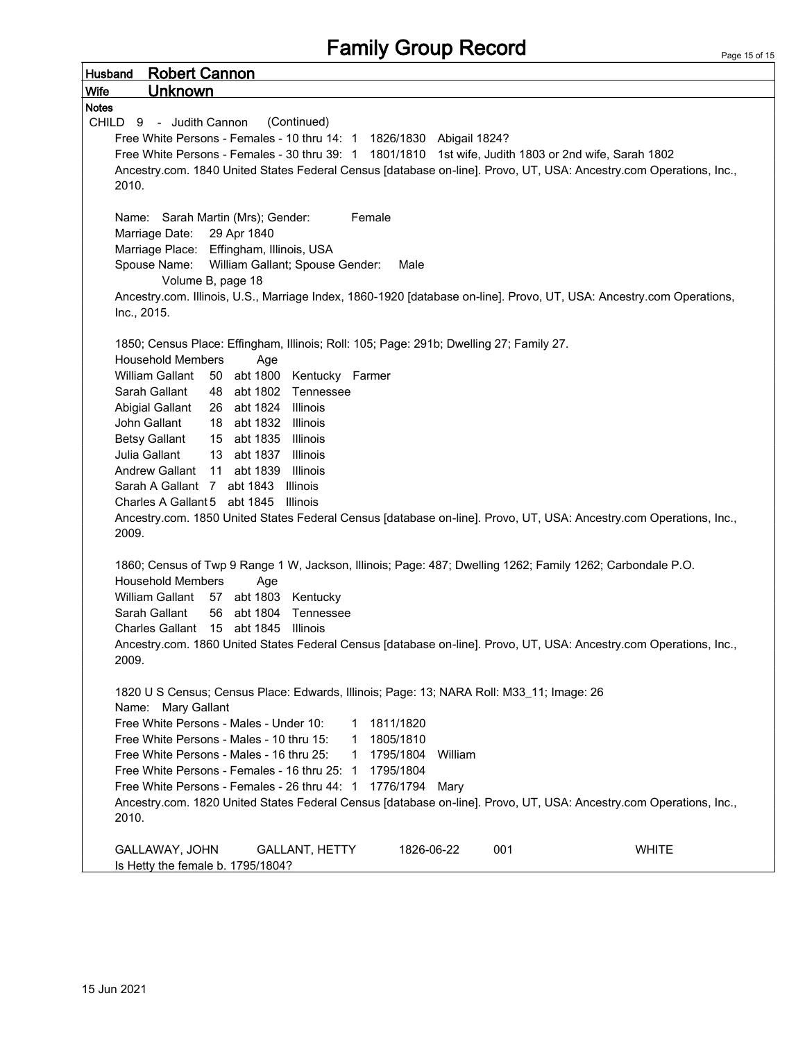# Family Group Record

**Husband** Robert Cannon

**Wife** Unknown

**Notes**

CHILD 9 - Judith Cannon (Continued)

Free White Persons - Females - 10 thru 14: 1 1826/1830 Abigail 1824?

Free White Persons - Females - 30 thru 39: 1 1801/1810 1st wife, Judith 1803 or 2nd wife, Sarah 1802

Ancestry.com. 1840 United States Federal Census [database on-line]. Provo, UT, USA: Ancestry.com Operations, Inc., 2010.

Name: Sarah Martin (Mrs); Gender: Female
Marriage Date: 29 Apr 1840
Marriage Place: Effingham, Illinois, USA
Spouse Name: William Gallant; Spouse Gender: Male
Volume B, page 18

Ancestry.com. Illinois, U.S., Marriage Index, 1860-1920 [database on-line]. Provo, UT, USA: Ancestry.com Operations, Inc., 2015.

1850; Census Place: Effingham, Illinois; Roll: 105; Page: 291b; Dwelling 27; Family 27.

| Household Members | Age | | | |
|---|---|---|---|---|
| William Gallant | 50 | abt 1800 | Kentucky | Farmer |
| Sarah Gallant | 48 | abt 1802 | Tennessee | |
| Abigial Gallant | 26 | abt 1824 | Illinois | |
| John Gallant | 18 | abt 1832 | Illinois | |
| Betsy Gallant | 15 | abt 1835 | Illinois | |
| Julia Gallant | 13 | abt 1837 | Illinois | |
| Andrew Gallant | 11 | abt 1839 | Illinois | |
| Sarah A Gallant | 7 | abt 1843 | Illinois | |
| Charles A Gallant | 5 | abt 1845 | Illinois | |

Ancestry.com. 1850 United States Federal Census [database on-line]. Provo, UT, USA: Ancestry.com Operations, Inc., 2009.

1860; Census of Twp 9 Range 1 W, Jackson, Illinois; Page: 487; Dwelling 1262; Family 1262; Carbondale P.O.

| Household Members | Age | | |
|---|---|---|---|
| William Gallant | 57 | abt 1803 | Kentucky |
| Sarah Gallant | 56 | abt 1804 | Tennessee |
| Charles Gallant | 15 | abt 1845 | Illinois |

Ancestry.com. 1860 United States Federal Census [database on-line]. Provo, UT, USA: Ancestry.com Operations, Inc., 2009.

1820 U S Census; Census Place: Edwards, Illinois; Page: 13; NARA Roll: M33_11; Image: 26
Name: Mary Gallant

Free White Persons - Males - Under 10: 1 1811/1820
Free White Persons - Males - 10 thru 15: 1 1805/1810
Free White Persons - Males - 16 thru 25: 1 1795/1804 William
Free White Persons - Females - 16 thru 25: 1 1795/1804
Free White Persons - Females - 26 thru 44: 1 1776/1794 Mary

Ancestry.com. 1820 United States Federal Census [database on-line]. Provo, UT, USA: Ancestry.com Operations, Inc., 2010.

| | | | | |
|---|---|---|---|---|
| GALLAWAY, JOHN | GALLANT, HETTY | 1826-06-22 | 001 | WHITE |

Is Hetty the female b. 1795/1804?